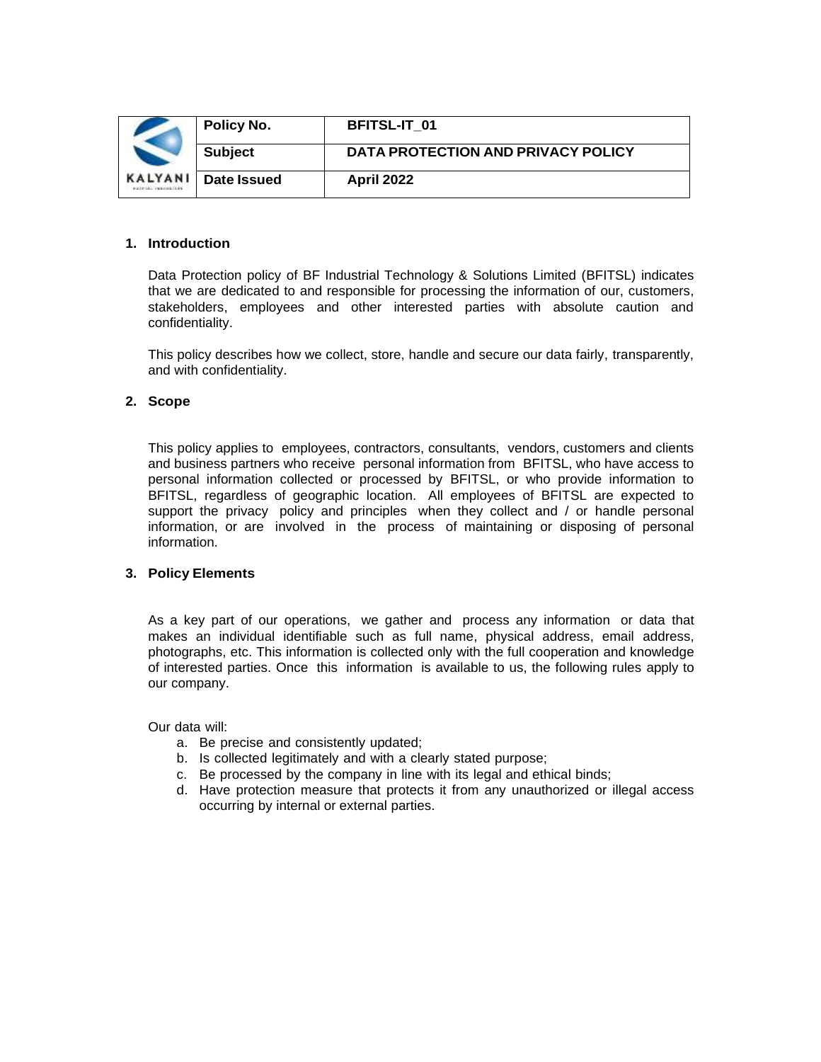| KALYANI | Policy No. | BFITSL-IT_01 |
|---|---|---|
| | **Subject** | **DATA PROTECTION AND PRIVACY POLICY** |
| | **Date Issued** | **April 2022** |

## 1. Introduction

Data Protection policy of BF Industrial Technology & Solutions Limited (BFITSL) indicates that we are dedicated to and responsible for processing the information of our, customers, stakeholders, employees and other interested parties with absolute caution and confidentiality.

This policy describes how we collect, store, handle and secure our data fairly, transparently, and with confidentiality.

## 2. Scope

This policy applies to employees, contractors, consultants, vendors, customers and clients and business partners who receive personal information from BFITSL, who have access to personal information collected or processed by BFITSL, or who provide information to BFITSL, regardless of geographic location. All employees of BFITSL are expected to support the privacy policy and principles when they collect and / or handle personal information, or are involved in the process of maintaining or disposing of personal information.

## 3. Policy Elements

As a key part of our operations, we gather and process any information or data that makes an individual identifiable such as full name, physical address, email address, photographs, etc. This information is collected only with the full cooperation and knowledge of interested parties. Once this information is available to us, the following rules apply to our company.

Our data will:

a. Be precise and consistently updated;
b. Is collected legitimately and with a clearly stated purpose;
c. Be processed by the company in line with its legal and ethical binds;
d. Have protection measure that protects it from any unauthorized or illegal access occurring by internal or external parties.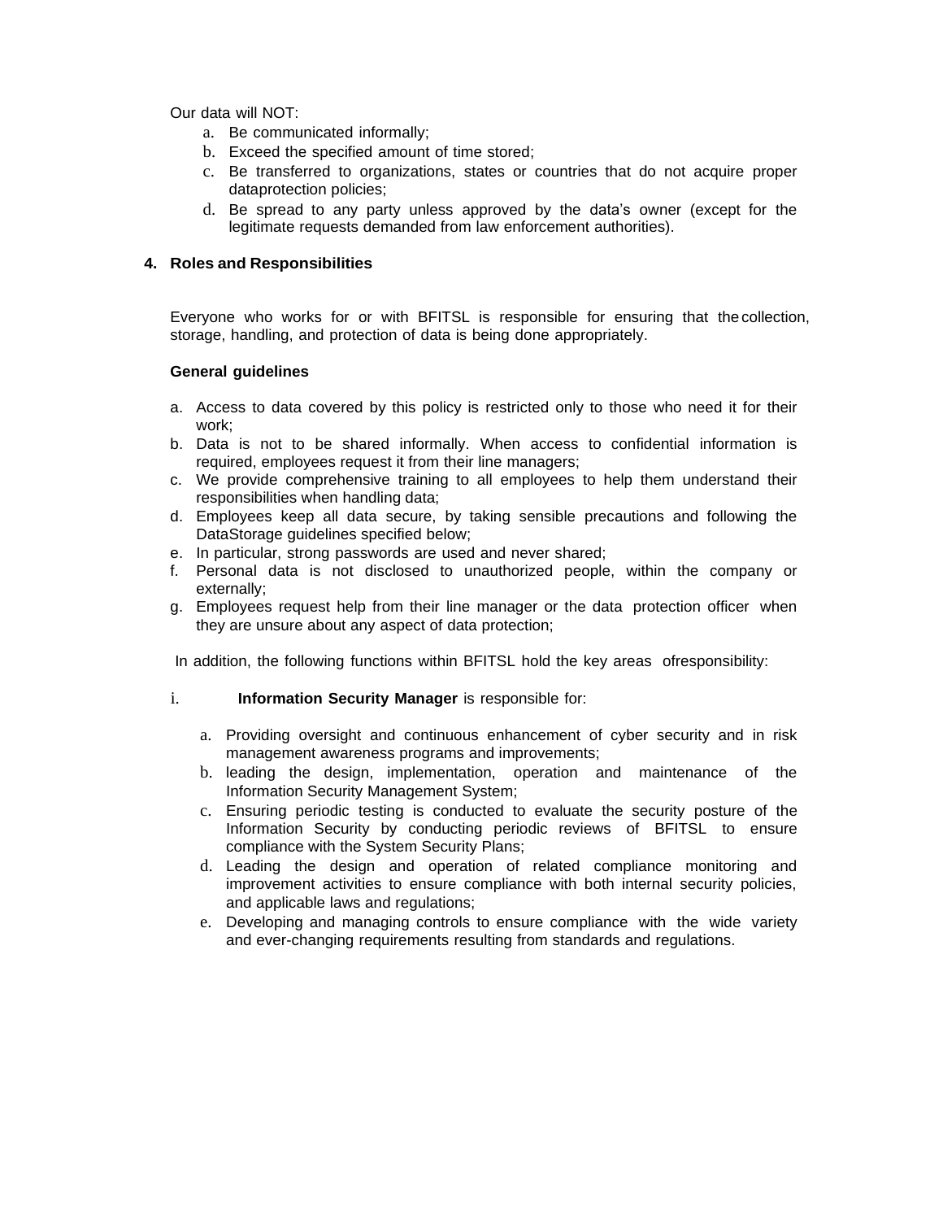Our data will NOT:

a. Be communicated informally;
b. Exceed the specified amount of time stored;
c. Be transferred to organizations, states or countries that do not acquire proper dataprotection policies;
d. Be spread to any party unless approved by the data's owner (except for the legitimate requests demanded from law enforcement authorities).

## 4. Roles and Responsibilities

Everyone who works for or with BFITSL is responsible for ensuring that the collection, storage, handling, and protection of data is being done appropriately.

**General guidelines**

a. Access to data covered by this policy is restricted only to those who need it for their work;
b. Data is not to be shared informally. When access to confidential information is required, employees request it from their line managers;
c. We provide comprehensive training to all employees to help them understand their responsibilities when handling data;
d. Employees keep all data secure, by taking sensible precautions and following the DataStorage guidelines specified below;
e. In particular, strong passwords are used and never shared;
f. Personal data is not disclosed to unauthorized people, within the company or externally;
g. Employees request help from their line manager or the data protection officer when they are unsure about any aspect of data protection;

In addition, the following functions within BFITSL hold the key areas ofresponsibility:

i. **Information Security Manager** is responsible for:

   a. Providing oversight and continuous enhancement of cyber security and in risk management awareness programs and improvements;
   b. leading the design, implementation, operation and maintenance of the Information Security Management System;
   c. Ensuring periodic testing is conducted to evaluate the security posture of the Information Security by conducting periodic reviews of BFITSL to ensure compliance with the System Security Plans;
   d. Leading the design and operation of related compliance monitoring and improvement activities to ensure compliance with both internal security policies, and applicable laws and regulations;
   e. Developing and managing controls to ensure compliance with the wide variety and ever-changing requirements resulting from standards and regulations.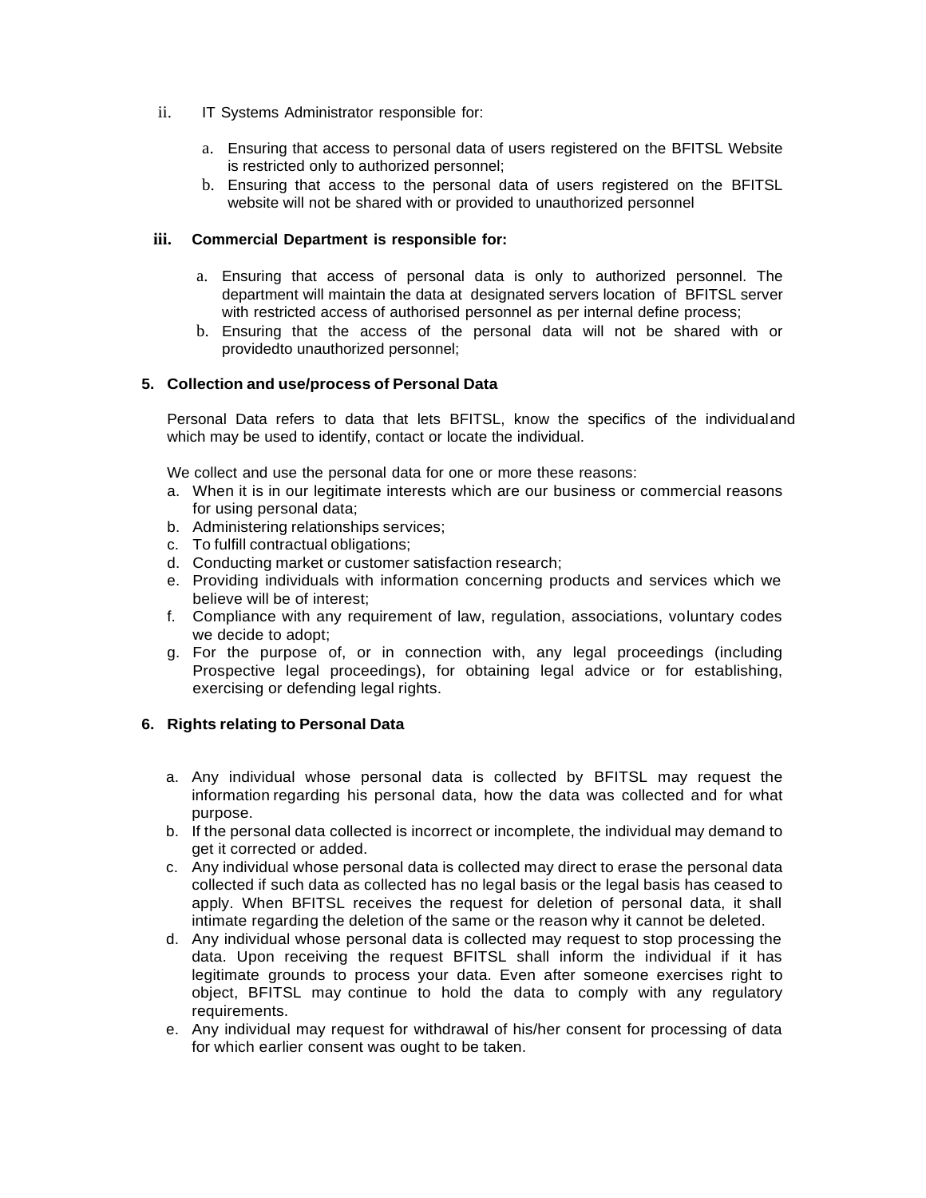ii. IT Systems Administrator responsible for:

   a. Ensuring that access to personal data of users registered on the BFITSL Website is restricted only to authorized personnel;
   b. Ensuring that access to the personal data of users registered on the BFITSL website will not be shared with or provided to unauthorized personnel

**iii. Commercial Department is responsible for:**

   a. Ensuring that access of personal data is only to authorized personnel. The department will maintain the data at designated servers location of BFITSL server with restricted access of authorised personnel as per internal define process;
   b. Ensuring that the access of the personal data will not be shared with or providedto unauthorized personnel;

**5. Collection and use/process of Personal Data**

Personal Data refers to data that lets BFITSL, know the specifics of the individualand which may be used to identify, contact or locate the individual.

We collect and use the personal data for one or more these reasons:

a. When it is in our legitimate interests which are our business or commercial reasons for using personal data;
b. Administering relationships services;
c. To fulfill contractual obligations;
d. Conducting market or customer satisfaction research;
e. Providing individuals with information concerning products and services which we believe will be of interest;
f. Compliance with any requirement of law, regulation, associations, voluntary codes we decide to adopt;
g. For the purpose of, or in connection with, any legal proceedings (including Prospective legal proceedings), for obtaining legal advice or for establishing, exercising or defending legal rights.

**6. Rights relating to Personal Data**

a. Any individual whose personal data is collected by BFITSL may request the information regarding his personal data, how the data was collected and for what purpose.
b. If the personal data collected is incorrect or incomplete, the individual may demand to get it corrected or added.
c. Any individual whose personal data is collected may direct to erase the personal data collected if such data as collected has no legal basis or the legal basis has ceased to apply. When BFITSL receives the request for deletion of personal data, it shall intimate regarding the deletion of the same or the reason why it cannot be deleted.
d. Any individual whose personal data is collected may request to stop processing the data. Upon receiving the request BFITSL shall inform the individual if it has legitimate grounds to process your data. Even after someone exercises right to object, BFITSL may continue to hold the data to comply with any regulatory requirements.
e. Any individual may request for withdrawal of his/her consent for processing of data for which earlier consent was ought to be taken.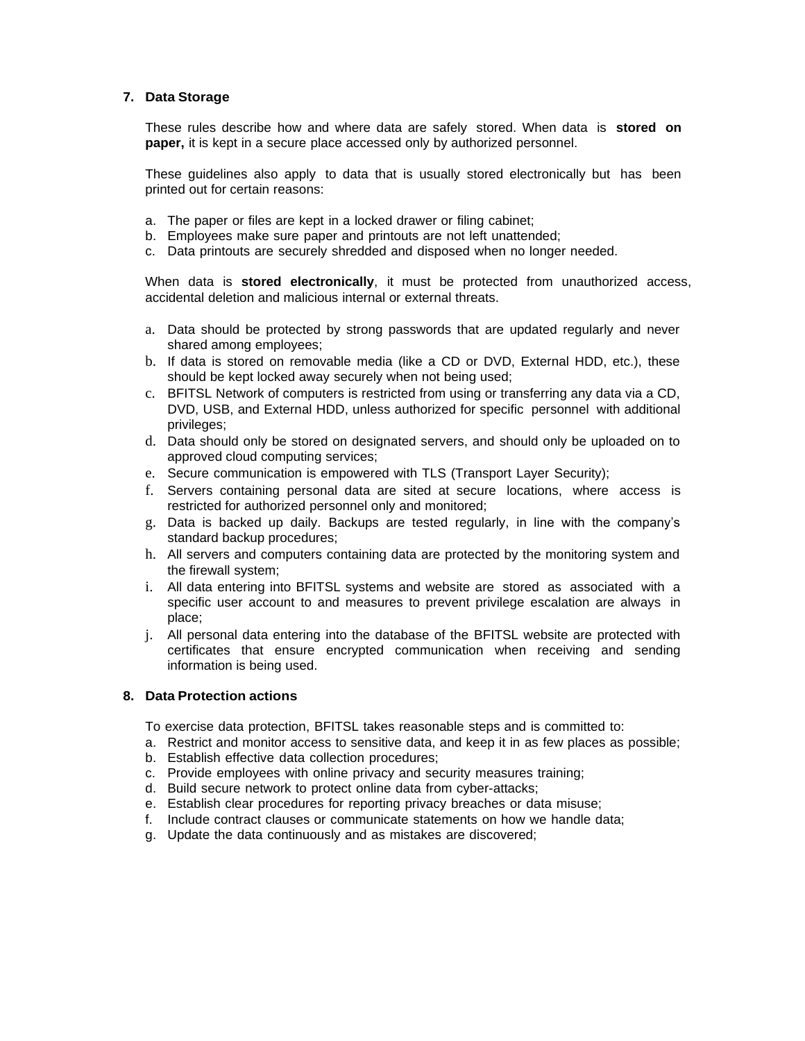## 7. Data Storage

These rules describe how and where data are safely stored. When data is **stored on paper,** it is kept in a secure place accessed only by authorized personnel.

These guidelines also apply to data that is usually stored electronically but has been printed out for certain reasons:

a. The paper or files are kept in a locked drawer or filing cabinet;
b. Employees make sure paper and printouts are not left unattended;
c. Data printouts are securely shredded and disposed when no longer needed.

When data is **stored electronically**, it must be protected from unauthorized access, accidental deletion and malicious internal or external threats.

a. Data should be protected by strong passwords that are updated regularly and never shared among employees;
b. If data is stored on removable media (like a CD or DVD, External HDD, etc.), these should be kept locked away securely when not being used;
c. BFITSL Network of computers is restricted from using or transferring any data via a CD, DVD, USB, and External HDD, unless authorized for specific personnel with additional privileges;
d. Data should only be stored on designated servers, and should only be uploaded on to approved cloud computing services;
e. Secure communication is empowered with TLS (Transport Layer Security);
f. Servers containing personal data are sited at secure locations, where access is restricted for authorized personnel only and monitored;
g. Data is backed up daily. Backups are tested regularly, in line with the company's standard backup procedures;
h. All servers and computers containing data are protected by the monitoring system and the firewall system;
i. All data entering into BFITSL systems and website are stored as associated with a specific user account to and measures to prevent privilege escalation are always in place;
j. All personal data entering into the database of the BFITSL website are protected with certificates that ensure encrypted communication when receiving and sending information is being used.

## 8. Data Protection actions

To exercise data protection, BFITSL takes reasonable steps and is committed to:

a. Restrict and monitor access to sensitive data, and keep it in as few places as possible;
b. Establish effective data collection procedures;
c. Provide employees with online privacy and security measures training;
d. Build secure network to protect online data from cyber-attacks;
e. Establish clear procedures for reporting privacy breaches or data misuse;
f. Include contract clauses or communicate statements on how we handle data;
g. Update the data continuously and as mistakes are discovered;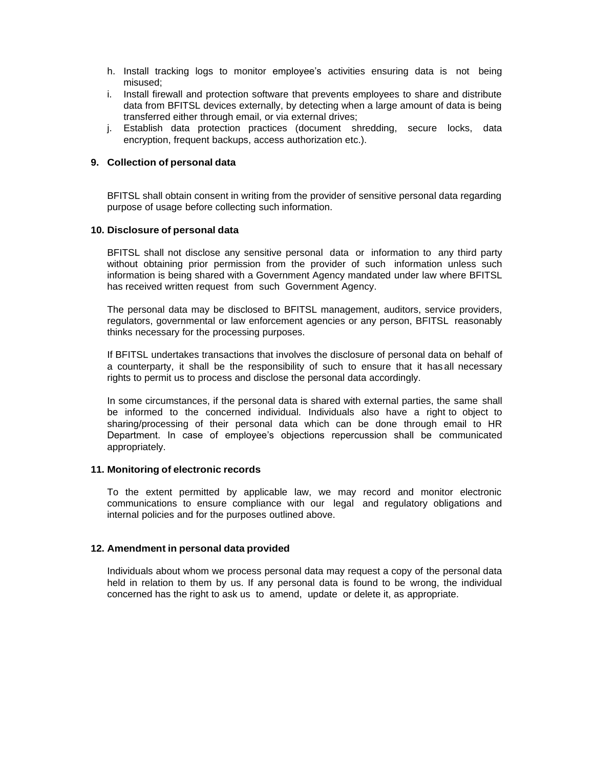h. Install tracking logs to monitor employee's activities ensuring data is not being misused;
i. Install firewall and protection software that prevents employees to share and distribute data from BFITSL devices externally, by detecting when a large amount of data is being transferred either through email, or via external drives;
j. Establish data protection practices (document shredding, secure locks, data encryption, frequent backups, access authorization etc.).

**9. Collection of personal data**

BFITSL shall obtain consent in writing from the provider of sensitive personal data regarding purpose of usage before collecting such information.

**10. Disclosure of personal data**

BFITSL shall not disclose any sensitive personal data or information to any third party without obtaining prior permission from the provider of such information unless such information is being shared with a Government Agency mandated under law where BFITSL has received written request from such Government Agency.

The personal data may be disclosed to BFITSL management, auditors, service providers, regulators, governmental or law enforcement agencies or any person, BFITSL reasonably thinks necessary for the processing purposes.

If BFITSL undertakes transactions that involves the disclosure of personal data on behalf of a counterparty, it shall be the responsibility of such to ensure that it has all necessary rights to permit us to process and disclose the personal data accordingly.

In some circumstances, if the personal data is shared with external parties, the same shall be informed to the concerned individual. Individuals also have a right to object to sharing/processing of their personal data which can be done through email to HR Department. In case of employee's objections repercussion shall be communicated appropriately.

**11. Monitoring of electronic records**

To the extent permitted by applicable law, we may record and monitor electronic communications to ensure compliance with our legal and regulatory obligations and internal policies and for the purposes outlined above.

**12. Amendment in personal data provided**

Individuals about whom we process personal data may request a copy of the personal data held in relation to them by us. If any personal data is found to be wrong, the individual concerned has the right to ask us to amend, update or delete it, as appropriate.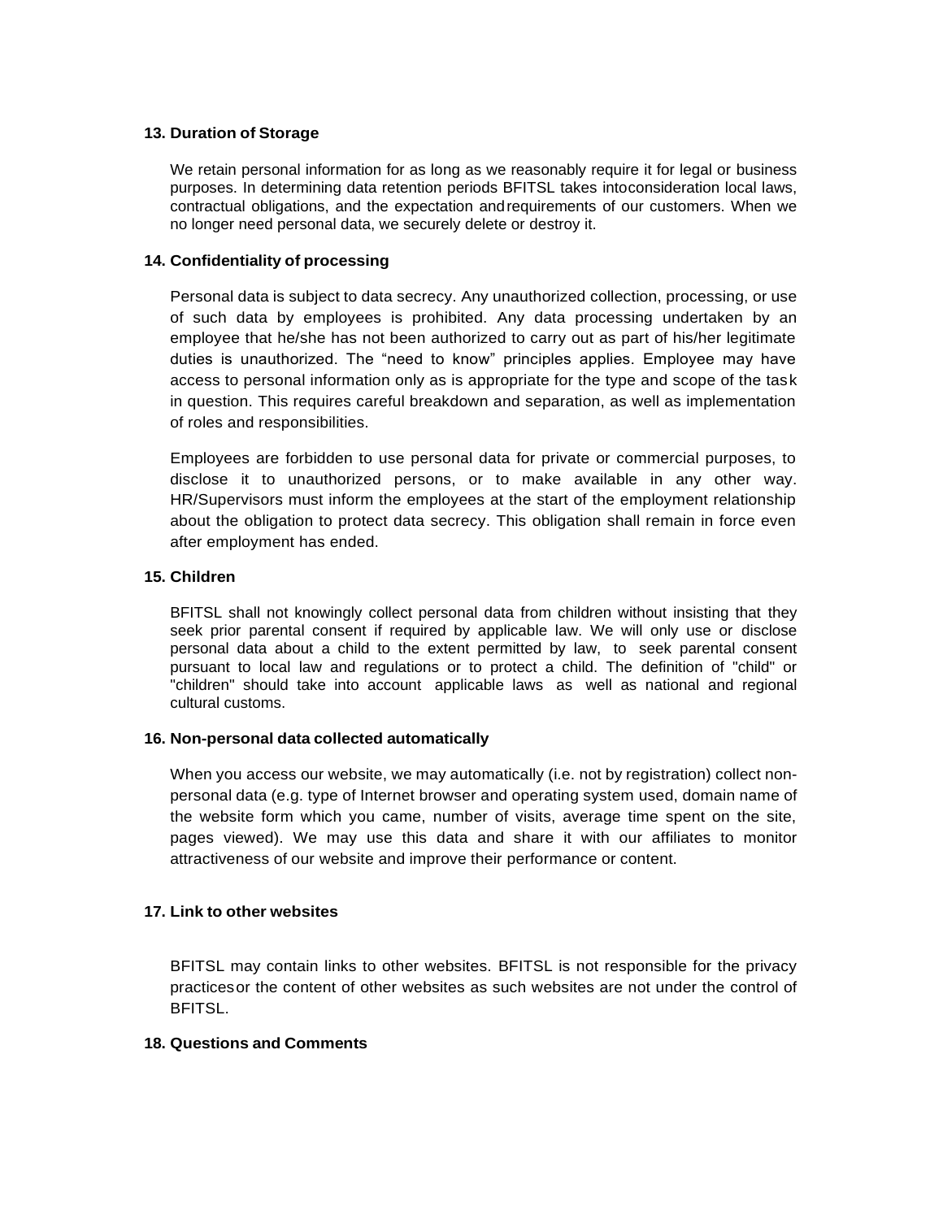### 13. Duration of Storage

We retain personal information for as long as we reasonably require it for legal or business purposes. In determining data retention periods BFITSL takes intoconsideration local laws, contractual obligations, and the expectation andrequirements of our customers. When we no longer need personal data, we securely delete or destroy it.

### 14. Confidentiality of processing

Personal data is subject to data secrecy. Any unauthorized collection, processing, or use of such data by employees is prohibited. Any data processing undertaken by an employee that he/she has not been authorized to carry out as part of his/her legitimate duties is unauthorized. The "need to know" principles applies. Employee may have access to personal information only as is appropriate for the type and scope of the task in question. This requires careful breakdown and separation, as well as implementation of roles and responsibilities.

Employees are forbidden to use personal data for private or commercial purposes, to disclose it to unauthorized persons, or to make available in any other way. HR/Supervisors must inform the employees at the start of the employment relationship about the obligation to protect data secrecy. This obligation shall remain in force even after employment has ended.

### 15. Children

BFITSL shall not knowingly collect personal data from children without insisting that they seek prior parental consent if required by applicable law. We will only use or disclose personal data about a child to the extent permitted by law, to seek parental consent pursuant to local law and regulations or to protect a child. The definition of "child" or "children" should take into account applicable laws as well as national and regional cultural customs.

### 16. Non-personal data collected automatically

When you access our website, we may automatically (i.e. not by registration) collect non-personal data (e.g. type of Internet browser and operating system used, domain name of the website form which you came, number of visits, average time spent on the site, pages viewed). We may use this data and share it with our affiliates to monitor attractiveness of our website and improve their performance or content.

### 17. Link to other websites

BFITSL may contain links to other websites. BFITSL is not responsible for the privacy practicesor the content of other websites as such websites are not under the control of BFITSL.

### 18. Questions and Comments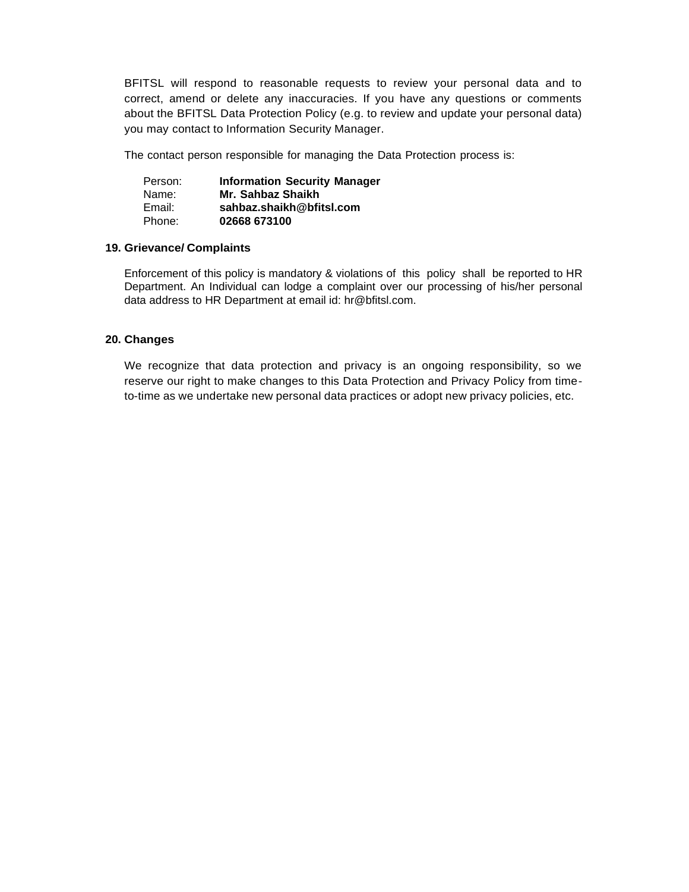BFITSL will respond to reasonable requests to review your personal data and to correct, amend or delete any inaccuracies. If you have any questions or comments about the BFITSL Data Protection Policy (e.g. to review and update your personal data) you may contact to Information Security Manager.

The contact person responsible for managing the Data Protection process is:

| | |
|---|---|
| Person: | **Information Security Manager** |
| Name: | **Mr. Sahbaz Shaikh** |
| Email: | **sahbaz.shaikh@bfitsl.com** |
| Phone: | **02668 673100** |

## 19. Grievance/ Complaints

Enforcement of this policy is mandatory & violations of this policy shall be reported to HR Department. An Individual can lodge a complaint over our processing of his/her personal data address to HR Department at email id: hr@bfitsl.com.

## 20. Changes

We recognize that data protection and privacy is an ongoing responsibility, so we reserve our right to make changes to this Data Protection and Privacy Policy from time-to-time as we undertake new personal data practices or adopt new privacy policies, etc.